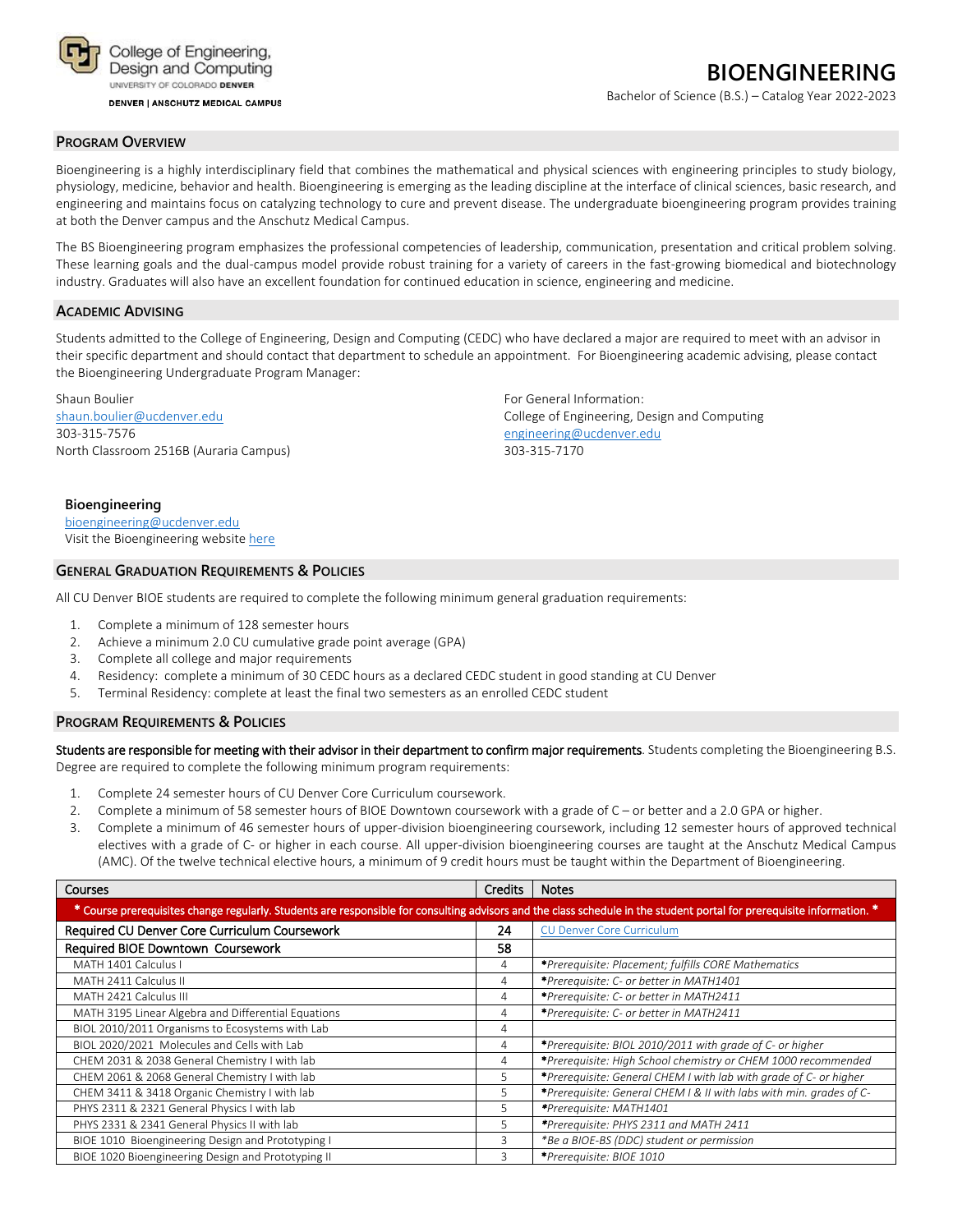College of Engineering, Design and Computing
UNIVERSITY OF COLORADO DENVER
DENVER | ANSCHUTZ MEDICAL CAMPUS

# BIOENGINEERING

Bachelor of Science (B.S.) – Catalog Year 2022-2023

## PROGRAM OVERVIEW

Bioengineering is a highly interdisciplinary field that combines the mathematical and physical sciences with engineering principles to study biology, physiology, medicine, behavior and health. Bioengineering is emerging as the leading discipline at the interface of clinical sciences, basic research, and engineering and maintains focus on catalyzing technology to cure and prevent disease. The undergraduate bioengineering program provides training at both the Denver campus and the Anschutz Medical Campus.

The BS Bioengineering program emphasizes the professional competencies of leadership, communication, presentation and critical problem solving. These learning goals and the dual-campus model provide robust training for a variety of careers in the fast-growing biomedical and biotechnology industry. Graduates will also have an excellent foundation for continued education in science, engineering and medicine.

## ACADEMIC ADVISING

Students admitted to the College of Engineering, Design and Computing (CEDC) who have declared a major are required to meet with an advisor in their specific department and should contact that department to schedule an appointment. For Bioengineering academic advising, please contact the Bioengineering Undergraduate Program Manager:

Shaun Boulier
shaun.boulier@ucdenver.edu
303-315-7576
North Classroom 2516B (Auraria Campus)

For General Information:
College of Engineering, Design and Computing
engineering@ucdenver.edu
303-315-7170

**Bioengineering**
bioengineering@ucdenver.edu
Visit the Bioengineering website here

## GENERAL GRADUATION REQUIREMENTS & POLICIES

All CU Denver BIOE students are required to complete the following minimum general graduation requirements:

1. Complete a minimum of 128 semester hours
2. Achieve a minimum 2.0 CU cumulative grade point average (GPA)
3. Complete all college and major requirements
4. Residency: complete a minimum of 30 CEDC hours as a declared CEDC student in good standing at CU Denver
5. Terminal Residency: complete at least the final two semesters as an enrolled CEDC student

## PROGRAM REQUIREMENTS & POLICIES

Students are responsible for meeting with their advisor in their department to confirm major requirements. Students completing the Bioengineering B.S. Degree are required to complete the following minimum program requirements:

1. Complete 24 semester hours of CU Denver Core Curriculum coursework.
2. Complete a minimum of 58 semester hours of BIOE Downtown coursework with a grade of C – or better and a 2.0 GPA or higher.
3. Complete a minimum of 46 semester hours of upper-division bioengineering coursework, including 12 semester hours of approved technical electives with a grade of C- or higher in each course. All upper-division bioengineering courses are taught at the Anschutz Medical Campus (AMC). Of the twelve technical elective hours, a minimum of 9 credit hours must be taught within the Department of Bioengineering.

| Courses | Credits | Notes |
|---|---|---|
| * Course prerequisites change regularly. Students are responsible for consulting advisors and the class schedule in the student portal for prerequisite information. * | | |
| **Required CU Denver Core Curriculum Coursework** | **24** | CU Denver Core Curriculum |
| **Required BIOE Downtown Coursework** | **58** | |
| MATH 1401 Calculus I | 4 | *\*Prerequisite: Placement; fulfills CORE Mathematics* |
| MATH 2411 Calculus II | 4 | *\*Prerequisite: C- or better in MATH1401* |
| MATH 2421 Calculus III | 4 | *\*Prerequisite: C- or better in MATH2411* |
| MATH 3195 Linear Algebra and Differential Equations | 4 | *\*Prerequisite: C- or better in MATH2411* |
| BIOL 2010/2011 Organisms to Ecosystems with Lab | 4 | |
| BIOL 2020/2021 Molecules and Cells with Lab | 4 | *\*Prerequisite: BIOL 2010/2011 with grade of C- or higher* |
| CHEM 2031 & 2038 General Chemistry I with lab | 4 | *\*Prerequisite: High School chemistry or CHEM 1000 recommended* |
| CHEM 2061 & 2068 General Chemistry I with lab | 5 | *\*Prerequisite: General CHEM I with lab with grade of C- or higher* |
| CHEM 3411 & 3418 Organic Chemistry I with lab | 5 | *\*Prerequisite: General CHEM I & II with labs with min. grades of C-* |
| PHYS 2311 & 2321 General Physics I with lab | 5 | *\*Prerequisite: MATH1401* |
| PHYS 2331 & 2341 General Physics II with lab | 5 | *\*Prerequisite: PHYS 2311 and MATH 2411* |
| BIOE 1010 Bioengineering Design and Prototyping I | 3 | *\*Be a BIOE-BS (DDC) student or permission* |
| BIOE 1020 Bioengineering Design and Prototyping II | 3 | *\*Prerequisite: BIOE 1010* |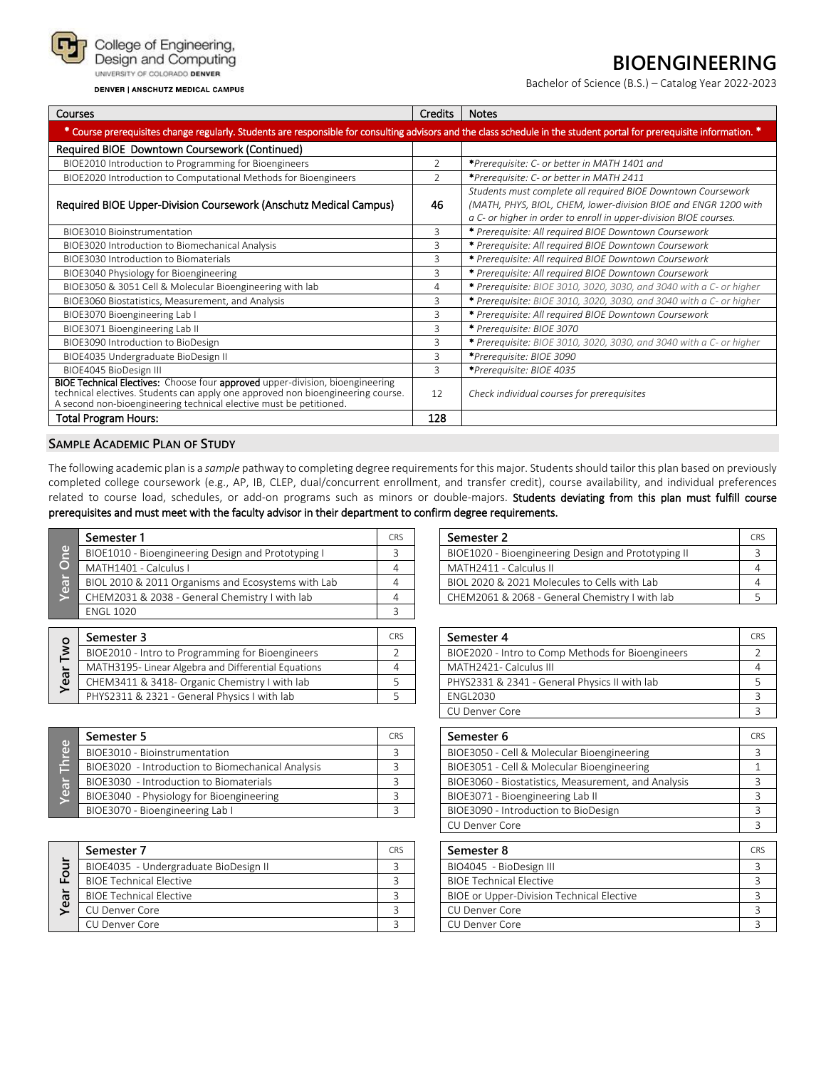College of Engineering, Design and Computing
UNIVERSITY OF COLORADO DENVER
DENVER | ANSCHUTZ MEDICAL CAMPUS

# BIOENGINEERING

Bachelor of Science (B.S.) – Catalog Year 2022-2023

| Courses | Credits | Notes |
|---|---|---|
| * Course prerequisites change regularly. Students are responsible for consulting advisors and the class schedule in the student portal for prerequisite information. * | | |
| **Required BIOE Downtown Coursework (Continued)** | | |
| BIOE2010 Introduction to Programming for Bioengineers | 2 | **\***Prerequisite: C- or better in MATH 1401 and* |
| BIOE2020 Introduction to Computational Methods for Bioengineers | 2 | **\***Prerequisite: C- or better in MATH 2411* |
| **Required BIOE Upper-Division Coursework (Anschutz Medical Campus)** | **46** | *Students must complete all required BIOE Downtown Coursework (MATH, PHYS, BIOL, CHEM, lower-division BIOE and ENGR 1200 with a C- or higher in order to enroll in upper-division BIOE courses.* |
| BIOE3010 Bioinstrumentation | 3 | *\* Prerequisite: All required BIOE Downtown Coursework* |
| BIOE3020 Introduction to Biomechanical Analysis | 3 | *\* Prerequisite: All required BIOE Downtown Coursework* |
| BIOE3030 Introduction to Biomaterials | 3 | *\* Prerequisite: All required BIOE Downtown Coursework* |
| BIOE3040 Physiology for Bioengineering | 3 | *\* Prerequisite: All required BIOE Downtown Coursework* |
| BIOE3050 & 3051 Cell & Molecular Bioengineering with lab | 4 | *\* Prerequisite: BIOE 3010, 3020, 3030, and 3040 with a C- or higher* |
| BIOE3060 Biostatistics, Measurement, and Analysis | 3 | *\* Prerequisite: BIOE 3010, 3020, 3030, and 3040 with a C- or higher* |
| BIOE3070 Bioengineering Lab I | 3 | *\* Prerequisite: All required BIOE Downtown Coursework* |
| BIOE3071 Bioengineering Lab II | 3 | *\* Prerequisite: BIOE 3070* |
| BIOE3090 Introduction to BioDesign | 3 | *\* Prerequisite: BIOE 3010, 3020, 3030, and 3040 with a C- or higher* |
| BIOE4035 Undergraduate BioDesign II | 3 | *\*Prerequisite: BIOE 3090* |
| BIOE4045 BioDesign III | 3 | *\*Prerequisite: BIOE 4035* |
| **BIOE Technical Electives:** Choose four **approved** upper-division, bioengineering technical electives. Students can apply one approved non bioengineering course. A second non-bioengineering technical elective must be petitioned. | 12 | *Check individual courses for prerequisites* |
| **Total Program Hours:** | **128** | |

## Sample Academic Plan of Study

The following academic plan is a *sample* pathway to completing degree requirements for this major. Students should tailor this plan based on previously completed college coursework (e.g., AP, IB, CLEP, dual/concurrent enrollment, and transfer credit), course availability, and individual preferences related to course load, schedules, or add-on programs such as minors or double-majors. **Students deviating from this plan must fulfill course prerequisites and must meet with the faculty advisor in their department to confirm degree requirements.**

### Year One

| Semester 1 | CRS |
|---|---|
| BIOE1010 - Bioengineering Design and Prototyping I | 3 |
| MATH1401 - Calculus I | 4 |
| BIOL 2010 & 2011 Organisms and Ecosystems with Lab | 4 |
| CHEM2031 & 2038 - General Chemistry I with lab | 4 |
| ENGL 1020 | 3 |

| Semester 2 | CRS |
|---|---|
| BIOE1020 - Bioengineering Design and Prototyping II | 3 |
| MATH2411 - Calculus II | 4 |
| BIOL 2020 & 2021 Molecules to Cells with Lab | 4 |
| CHEM2061 & 2068 - General Chemistry I with lab | 5 |

### Year Two

| Semester 3 | CRS |
|---|---|
| BIOE2010 - Intro to Programming for Bioengineers | 2 |
| MATH3195- Linear Algebra and Differential Equations | 4 |
| CHEM3411 & 3418- Organic Chemistry I with lab | 5 |
| PHYS2311 & 2321 - General Physics I with lab | 5 |

| Semester 4 | CRS |
|---|---|
| BIOE2020 - Intro to Comp Methods for Bioengineers | 2 |
| MATH2421- Calculus III | 4 |
| PHYS2331 & 2341 - General Physics II with lab | 5 |
| ENGL2030 | 3 |
| CU Denver Core | 3 |

### Year Three

| Semester 5 | CRS |
|---|---|
| BIOE3010 - Bioinstrumentation | 3 |
| BIOE3020 - Introduction to Biomechanical Analysis | 3 |
| BIOE3030 - Introduction to Biomaterials | 3 |
| BIOE3040 - Physiology for Bioengineering | 3 |
| BIOE3070 - Bioengineering Lab I | 3 |

| Semester 6 | CRS |
|---|---|
| BIOE3050 - Cell & Molecular Bioengineering | 3 |
| BIOE3051 - Cell & Molecular Bioengineering | 1 |
| BIOE3060 - Biostatistics, Measurement, and Analysis | 3 |
| BIOE3071 - Bioengineering Lab II | 3 |
| BIOE3090 - Introduction to BioDesign | 3 |
| CU Denver Core | 3 |

### Year Four

| Semester 7 | CRS |
|---|---|
| BIOE4035 - Undergraduate BioDesign II | 3 |
| BIOE Technical Elective | 3 |
| BIOE Technical Elective | 3 |
| CU Denver Core | 3 |
| CU Denver Core | 3 |

| Semester 8 | CRS |
|---|---|
| BIO4045 - BioDesign III | 3 |
| BIOE Technical Elective | 3 |
| BIOE or Upper-Division Technical Elective | 3 |
| CU Denver Core | 3 |
| CU Denver Core | 3 |